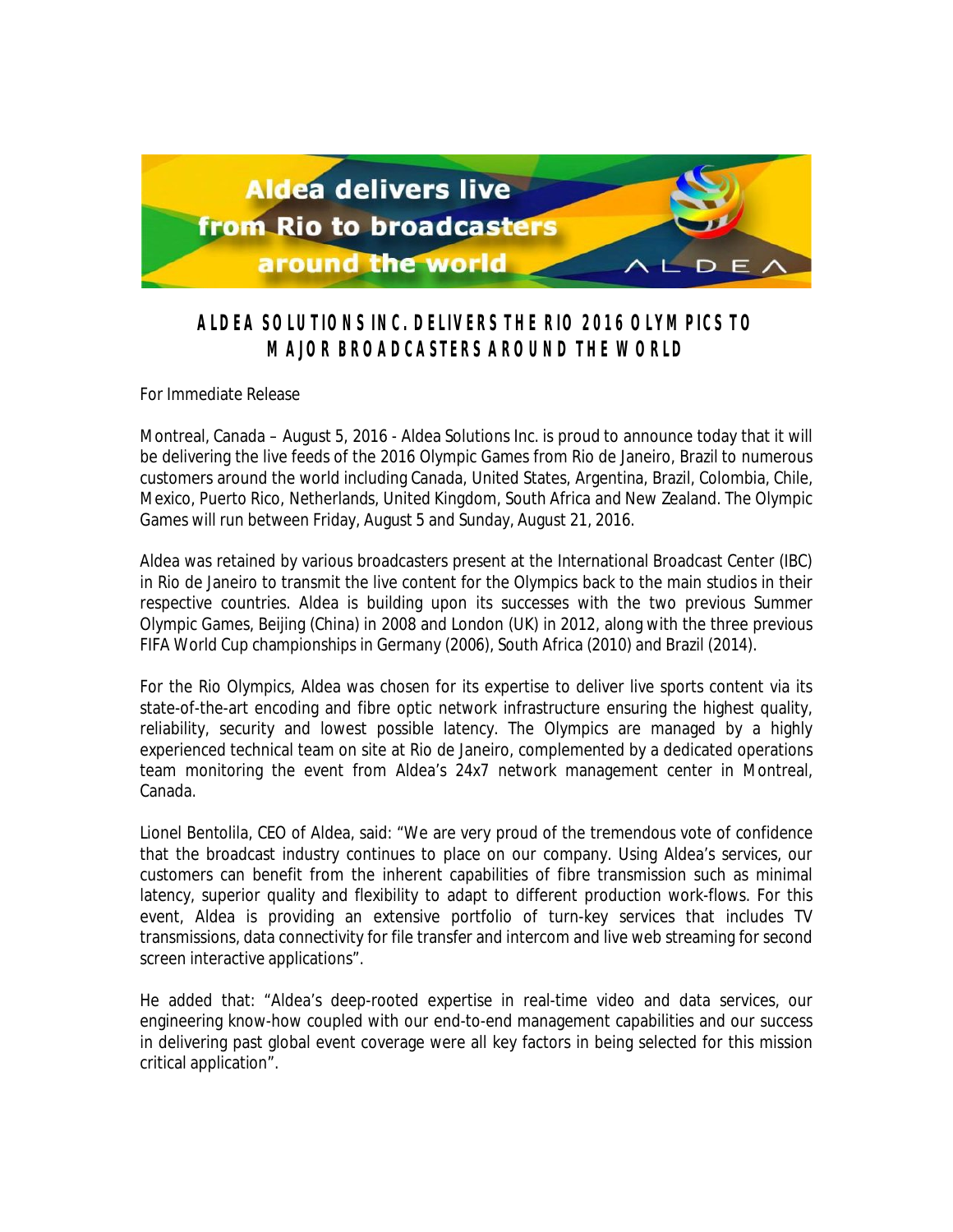# ALDEA SOLUTIONS INC. DELIVERS THE RIO 2016 OLYMPICS TO MAJOR BROADCASTERS AROUND THE WORLD

For Immediate Release

Montreal, Canada – August 5, 2016 - Aldea Solutions Inc. is proud to announce today that it will be delivering the live feeds of the 2016 Olympic Games from Rio de Janeiro, Brazil to numerous customers around the world including Canada, United States, Argentina, Brazil, Colombia, Chile, Mexico, Puerto Rico, Netherlands, United Kingdom, South Africa and New Zealand. The Olympic Games will run between Friday, August 5 and Sunday, August 21, 2016.

Aldea was retained by various broadcasters present at the International Broadcast Center (IBC) in Rio de Janeiro to transmit the live content for the Olympics back to the main studios in their respective countries. Aldea is building upon its successes with the two previous Summer Olympic Games, Beijing (China) in 2008 and London (UK) in 2012, along with the three previous FIFA World Cup championships in Germany (2006), South Africa (2010) and Brazil (2014).

For the Rio Olympics, Aldea was chosen for its expertise to deliver live sports content via its state-of-the-art encoding and fibre optic network infrastructure ensuring the highest quality, reliability, security and lowest possible latency. The Olympics are managed by a highly experienced technical team on site at Rio de Janeiro, complemented by a dedicated operations team monitoring the event from Aldea's 24x7 network management center in Montreal, Canada.

Lionel Bentolila, CEO of Aldea, said: "We are very proud of the tremendous vote of confidence that the broadcast industry continues to place on our company. Using Aldea's services, our customers can benefit from the inherent capabilities of fibre transmission such as minimal latency, superior quality and flexibility to adapt to different production work-flows. For this event, Aldea is providing an extensive portfolio of turn-key services that includes TV transmissions, data connectivity for file transfer and intercom and live web streaming for second screen interactive applications".

He added that: "Aldea's deep-rooted expertise in real-time video and data services, our engineering know-how coupled with our end-to-end management capabilities and our success in delivering past global event coverage were all key factors in being selected for this mission critical application".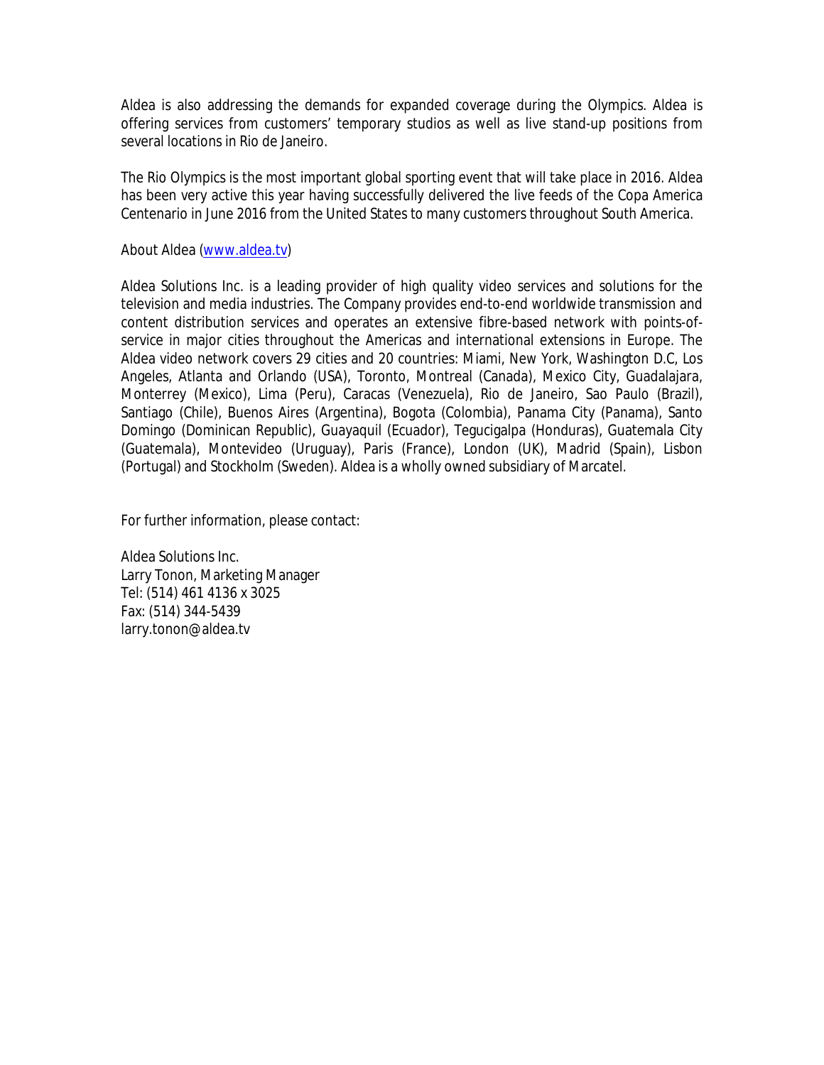Aldea is also addressing the demands for expanded coverage during the Olympics. Aldea is offering services from customers' temporary studios as well as live stand-up positions from several locations in Rio de Janeiro.

The Rio Olympics is the most important global sporting event that will take place in 2016. Aldea has been very active this year having successfully delivered the live feeds of the Copa America Centenario in June 2016 from the United States to many customers throughout South America.

About Aldea ([www.aldea.tv](www.aldea.tv))

Aldea Solutions Inc. is a leading provider of high quality video services and solutions for the television and media industries. The Company provides end-to-end worldwide transmission and content distribution services and operates an extensive fibre-based network with points-of-service in major cities throughout the Americas and international extensions in Europe. The Aldea video network covers 29 cities and 20 countries: Miami, New York, Washington D.C, Los Angeles, Atlanta and Orlando (USA), Toronto, Montreal (Canada), Mexico City, Guadalajara, Monterrey (Mexico), Lima (Peru), Caracas (Venezuela), Rio de Janeiro, Sao Paulo (Brazil), Santiago (Chile), Buenos Aires (Argentina), Bogota (Colombia), Panama City (Panama), Santo Domingo (Dominican Republic), Guayaquil (Ecuador), Tegucigalpa (Honduras), Guatemala City (Guatemala), Montevideo (Uruguay), Paris (France), London (UK), Madrid (Spain), Lisbon (Portugal) and Stockholm (Sweden). Aldea is a wholly owned subsidiary of Marcatel.

For further information, please contact:

Aldea Solutions Inc.
Larry Tonon, Marketing Manager
Tel: (514) 461 4136 x 3025
Fax: (514) 344-5439
larry.tonon@aldea.tv